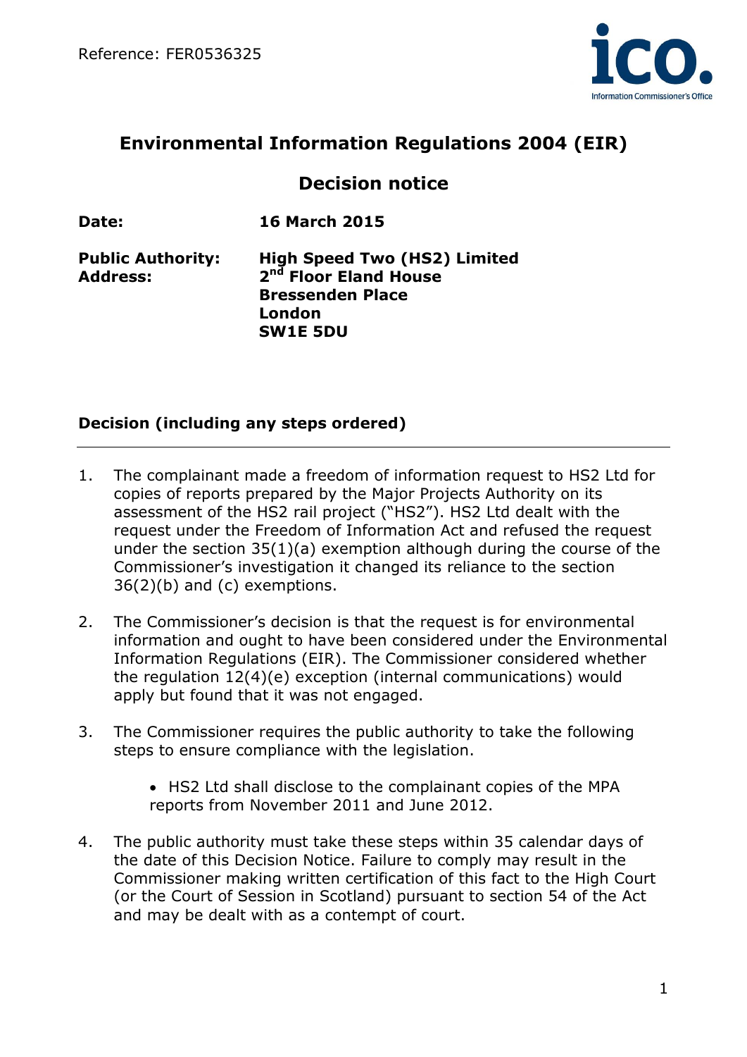Reference: FER0536325

# Environmental Information Regulations 2004 (EIR)

## Decision notice

| | |
|---|---|
| **Date:** | **16 March 2015** |
| **Public Authority:** | **High Speed Two (HS2) Limited** |
| **Address:** | **2nd Floor Eland House<br>Bressenden Place<br>London<br>SW1E 5DU** |

### Decision (including any steps ordered)

---

1. The complainant made a freedom of information request to HS2 Ltd for copies of reports prepared by the Major Projects Authority on its assessment of the HS2 rail project ("HS2"). HS2 Ltd dealt with the request under the Freedom of Information Act and refused the request under the section 35(1)(a) exemption although during the course of the Commissioner's investigation it changed its reliance to the section 36(2)(b) and (c) exemptions.

2. The Commissioner's decision is that the request is for environmental information and ought to have been considered under the Environmental Information Regulations (EIR). The Commissioner considered whether the regulation 12(4)(e) exception (internal communications) would apply but found that it was not engaged.

3. The Commissioner requires the public authority to take the following steps to ensure compliance with the legislation.

   - HS2 Ltd shall disclose to the complainant copies of the MPA reports from November 2011 and June 2012.

4. The public authority must take these steps within 35 calendar days of the date of this Decision Notice. Failure to comply may result in the Commissioner making written certification of this fact to the High Court (or the Court of Session in Scotland) pursuant to section 54 of the Act and may be dealt with as a contempt of court.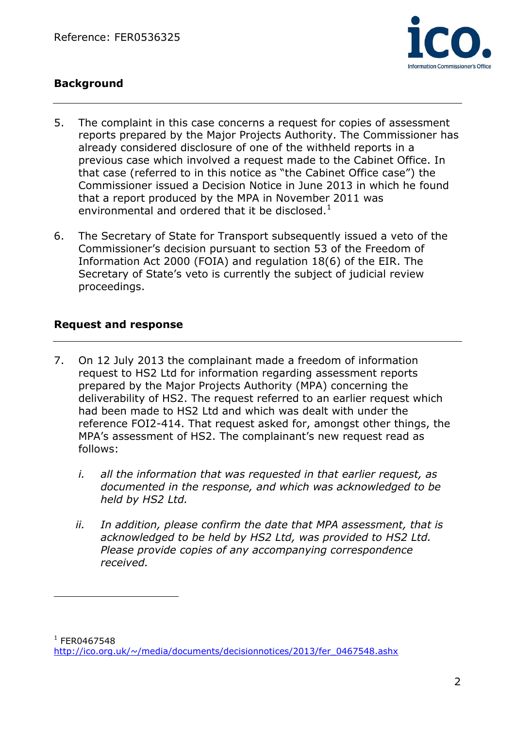## Background

5. The complaint in this case concerns a request for copies of assessment reports prepared by the Major Projects Authority. The Commissioner has already considered disclosure of one of the withheld reports in a previous case which involved a request made to the Cabinet Office. In that case (referred to in this notice as "the Cabinet Office case") the Commissioner issued a Decision Notice in June 2013 in which he found that a report produced by the MPA in November 2011 was environmental and ordered that it be disclosed.[1]

6. The Secretary of State for Transport subsequently issued a veto of the Commissioner's decision pursuant to section 53 of the Freedom of Information Act 2000 (FOIA) and regulation 18(6) of the EIR. The Secretary of State's veto is currently the subject of judicial review proceedings.

## Request and response

7. On 12 July 2013 the complainant made a freedom of information request to HS2 Ltd for information regarding assessment reports prepared by the Major Projects Authority (MPA) concerning the deliverability of HS2. The request referred to an earlier request which had been made to HS2 Ltd and which was dealt with under the reference FOI2-414. That request asked for, amongst other things, the MPA's assessment of HS2. The complainant's new request read as follows:

   i. *all the information that was requested in that earlier request, as documented in the response, and which was acknowledged to be held by HS2 Ltd.*

   ii. *In addition, please confirm the date that MPA assessment, that is acknowledged to be held by HS2 Ltd, was provided to HS2 Ltd. Please provide copies of any accompanying correspondence received.*

---

[1] FER0467548
http://ico.org.uk/~/media/documents/decisionnotices/2013/fer_0467548.ashx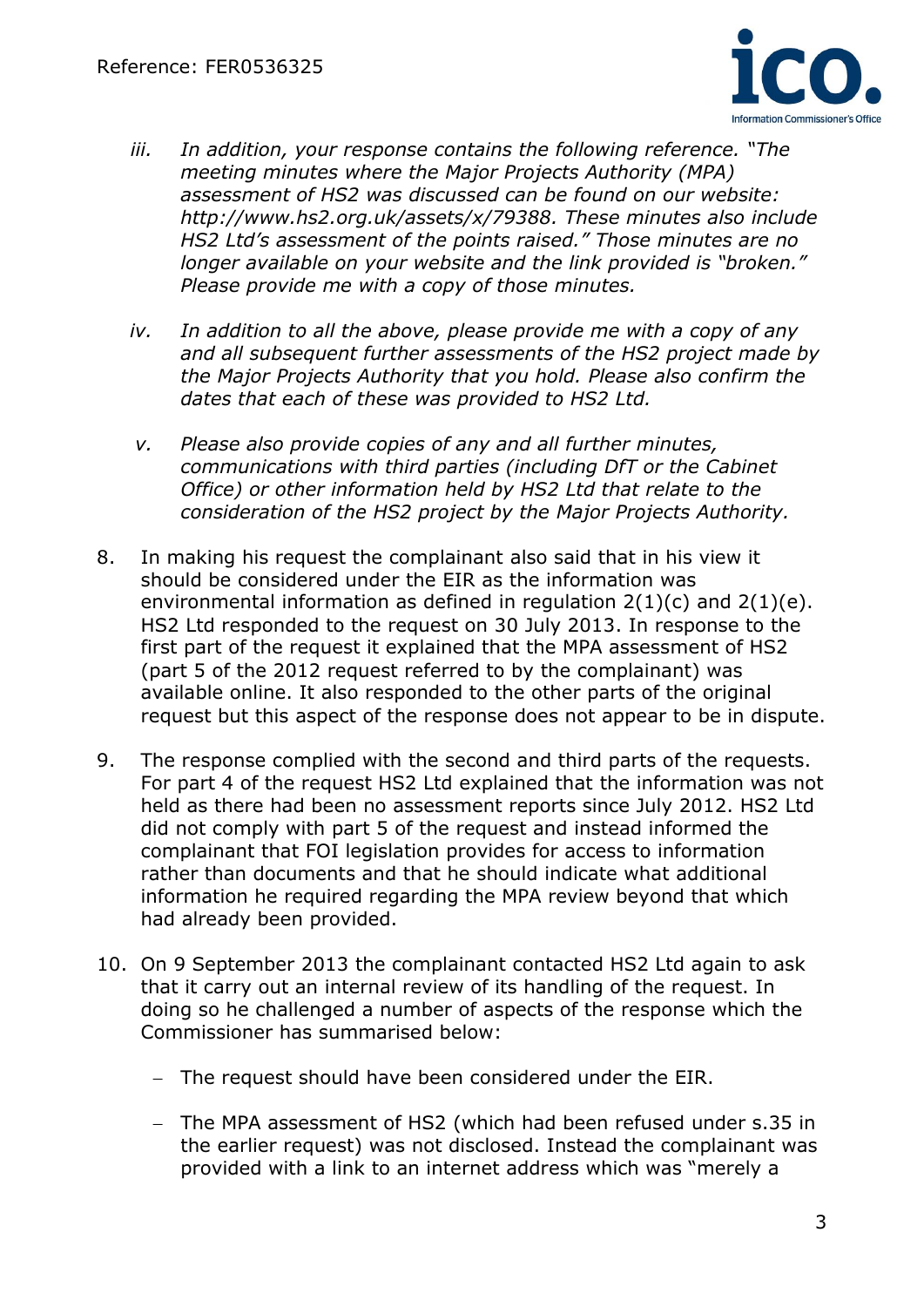iii. *In addition, your response contains the following reference. "The meeting minutes where the Major Projects Authority (MPA) assessment of HS2 was discussed can be found on our website: http://www.hs2.org.uk/assets/x/79388. These minutes also include HS2 Ltd's assessment of the points raised." Those minutes are no longer available on your website and the link provided is "broken." Please provide me with a copy of those minutes.*

iv. *In addition to all the above, please provide me with a copy of any and all subsequent further assessments of the HS2 project made by the Major Projects Authority that you hold. Please also confirm the dates that each of these was provided to HS2 Ltd.*

v. *Please also provide copies of any and all further minutes, communications with third parties (including DfT or the Cabinet Office) or other information held by HS2 Ltd that relate to the consideration of the HS2 project by the Major Projects Authority.*

8. In making his request the complainant also said that in his view it should be considered under the EIR as the information was environmental information as defined in regulation 2(1)(c) and 2(1)(e). HS2 Ltd responded to the request on 30 July 2013. In response to the first part of the request it explained that the MPA assessment of HS2 (part 5 of the 2012 request referred to by the complainant) was available online. It also responded to the other parts of the original request but this aspect of the response does not appear to be in dispute.

9. The response complied with the second and third parts of the requests. For part 4 of the request HS2 Ltd explained that the information was not held as there had been no assessment reports since July 2012. HS2 Ltd did not comply with part 5 of the request and instead informed the complainant that FOI legislation provides for access to information rather than documents and that he should indicate what additional information he required regarding the MPA review beyond that which had already been provided.

10. On 9 September 2013 the complainant contacted HS2 Ltd again to ask that it carry out an internal review of its handling of the request. In doing so he challenged a number of aspects of the response which the Commissioner has summarised below:

   - The request should have been considered under the EIR.

   - The MPA assessment of HS2 (which had been refused under s.35 in the earlier request) was not disclosed. Instead the complainant was provided with a link to an internet address which was "merely a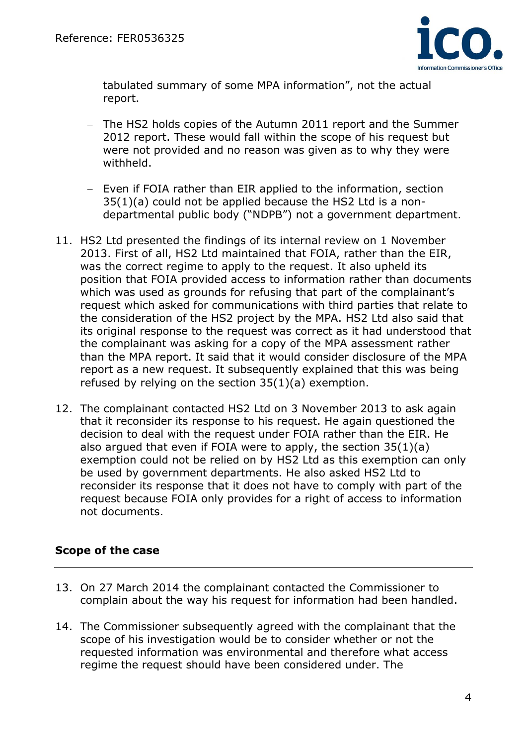tabulated summary of some MPA information", not the actual report.

- The HS2 holds copies of the Autumn 2011 report and the Summer 2012 report. These would fall within the scope of his request but were not provided and no reason was given as to why they were withheld.

- Even if FOIA rather than EIR applied to the information, section 35(1)(a) could not be applied because the HS2 Ltd is a non-departmental public body ("NDPB") not a government department.

11. HS2 Ltd presented the findings of its internal review on 1 November 2013. First of all, HS2 Ltd maintained that FOIA, rather than the EIR, was the correct regime to apply to the request. It also upheld its position that FOIA provided access to information rather than documents which was used as grounds for refusing that part of the complainant's request which asked for communications with third parties that relate to the consideration of the HS2 project by the MPA. HS2 Ltd also said that its original response to the request was correct as it had understood that the complainant was asking for a copy of the MPA assessment rather than the MPA report. It said that it would consider disclosure of the MPA report as a new request. It subsequently explained that this was being refused by relying on the section 35(1)(a) exemption.

12. The complainant contacted HS2 Ltd on 3 November 2013 to ask again that it reconsider its response to his request. He again questioned the decision to deal with the request under FOIA rather than the EIR. He also argued that even if FOIA were to apply, the section 35(1)(a) exemption could not be relied on by HS2 Ltd as this exemption can only be used by government departments. He also asked HS2 Ltd to reconsider its response that it does not have to comply with part of the request because FOIA only provides for a right of access to information not documents.

## Scope of the case

13. On 27 March 2014 the complainant contacted the Commissioner to complain about the way his request for information had been handled.

14. The Commissioner subsequently agreed with the complainant that the scope of his investigation would be to consider whether or not the requested information was environmental and therefore what access regime the request should have been considered under. The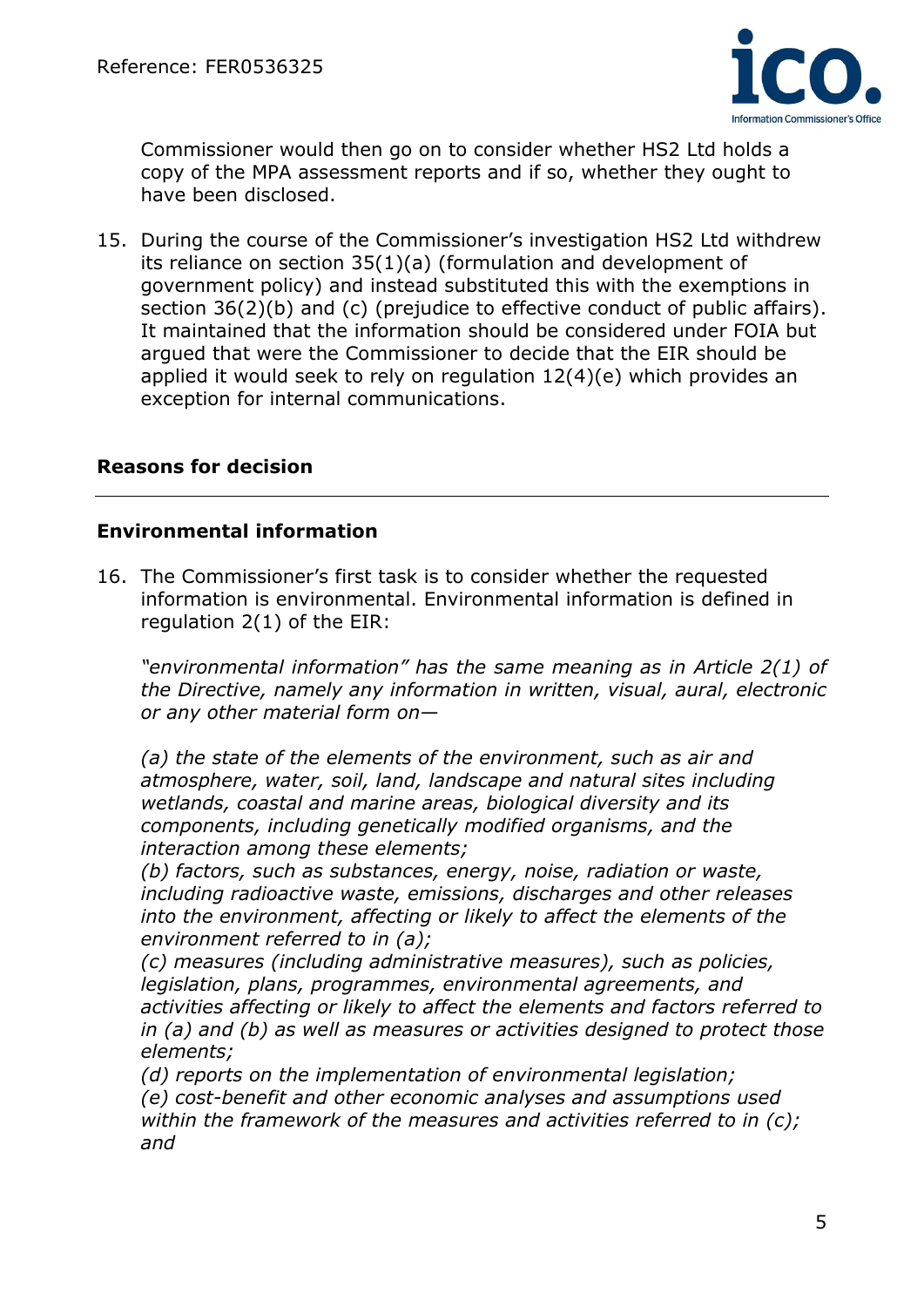Commissioner would then go on to consider whether HS2 Ltd holds a copy of the MPA assessment reports and if so, whether they ought to have been disclosed.

15. During the course of the Commissioner's investigation HS2 Ltd withdrew its reliance on section 35(1)(a) (formulation and development of government policy) and instead substituted this with the exemptions in section 36(2)(b) and (c) (prejudice to effective conduct of public affairs). It maintained that the information should be considered under FOIA but argued that were the Commissioner to decide that the EIR should be applied it would seek to rely on regulation 12(4)(e) which provides an exception for internal communications.

## Reasons for decision

### Environmental information

16. The Commissioner's first task is to consider whether the requested information is environmental. Environmental information is defined in regulation 2(1) of the EIR:

    *"environmental information" has the same meaning as in Article 2(1) of the Directive, namely any information in written, visual, aural, electronic or any other material form on—*

    *(a) the state of the elements of the environment, such as air and atmosphere, water, soil, land, landscape and natural sites including wetlands, coastal and marine areas, biological diversity and its components, including genetically modified organisms, and the interaction among these elements;*
    *(b) factors, such as substances, energy, noise, radiation or waste, including radioactive waste, emissions, discharges and other releases into the environment, affecting or likely to affect the elements of the environment referred to in (a);*
    *(c) measures (including administrative measures), such as policies, legislation, plans, programmes, environmental agreements, and activities affecting or likely to affect the elements and factors referred to in (a) and (b) as well as measures or activities designed to protect those elements;*
    *(d) reports on the implementation of environmental legislation;*
    *(e) cost-benefit and other economic analyses and assumptions used within the framework of the measures and activities referred to in (c); and*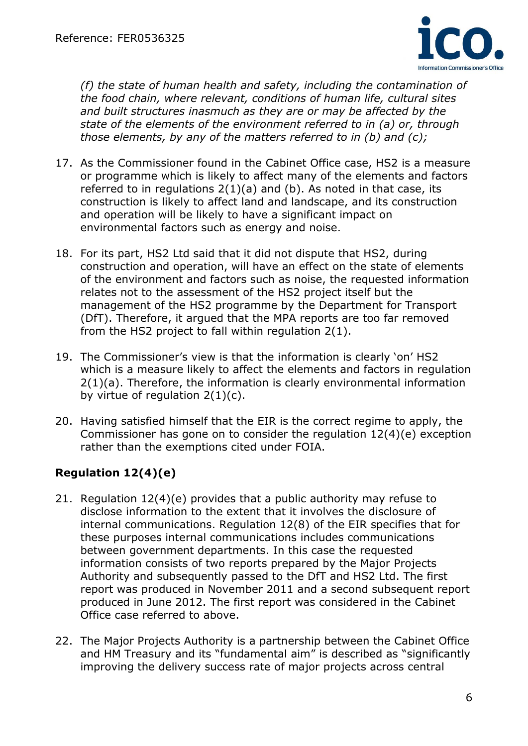*(f) the state of human health and safety, including the contamination of the food chain, where relevant, conditions of human life, cultural sites and built structures inasmuch as they are or may be affected by the state of the elements of the environment referred to in (a) or, through those elements, by any of the matters referred to in (b) and (c);*

17. As the Commissioner found in the Cabinet Office case, HS2 is a measure or programme which is likely to affect many of the elements and factors referred to in regulations 2(1)(a) and (b). As noted in that case, its construction is likely to affect land and landscape, and its construction and operation will be likely to have a significant impact on environmental factors such as energy and noise.

18. For its part, HS2 Ltd said that it did not dispute that HS2, during construction and operation, will have an effect on the state of elements of the environment and factors such as noise, the requested information relates not to the assessment of the HS2 project itself but the management of the HS2 programme by the Department for Transport (DfT). Therefore, it argued that the MPA reports are too far removed from the HS2 project to fall within regulation 2(1).

19. The Commissioner's view is that the information is clearly 'on' HS2 which is a measure likely to affect the elements and factors in regulation 2(1)(a). Therefore, the information is clearly environmental information by virtue of regulation 2(1)(c).

20. Having satisfied himself that the EIR is the correct regime to apply, the Commissioner has gone on to consider the regulation 12(4)(e) exception rather than the exemptions cited under FOIA.

## Regulation 12(4)(e)

21. Regulation 12(4)(e) provides that a public authority may refuse to disclose information to the extent that it involves the disclosure of internal communications. Regulation 12(8) of the EIR specifies that for these purposes internal communications includes communications between government departments. In this case the requested information consists of two reports prepared by the Major Projects Authority and subsequently passed to the DfT and HS2 Ltd. The first report was produced in November 2011 and a second subsequent report produced in June 2012. The first report was considered in the Cabinet Office case referred to above.

22. The Major Projects Authority is a partnership between the Cabinet Office and HM Treasury and its "fundamental aim" is described as "significantly improving the delivery success rate of major projects across central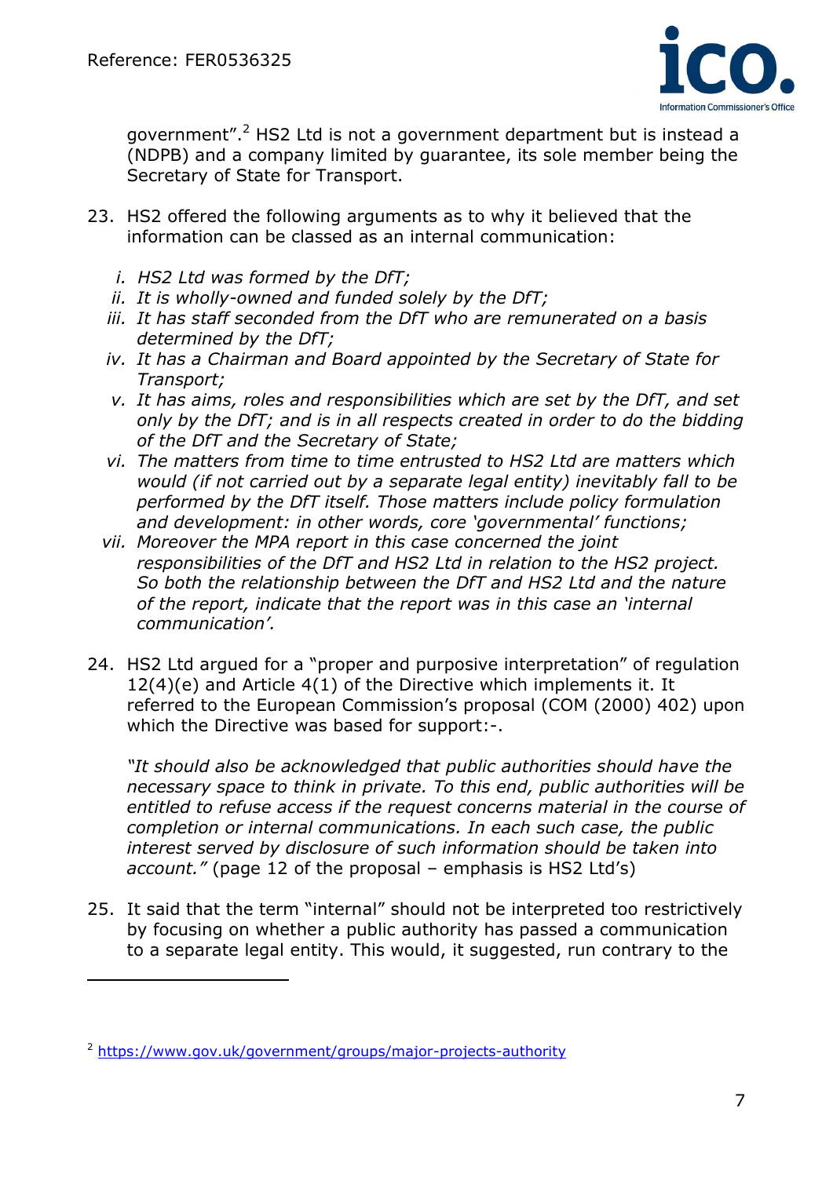government".[2] HS2 Ltd is not a government department but is instead a (NDPB) and a company limited by guarantee, its sole member being the Secretary of State for Transport.

23. HS2 offered the following arguments as to why it believed that the information can be classed as an internal communication:

    i. *HS2 Ltd was formed by the DfT;*
    ii. *It is wholly-owned and funded solely by the DfT;*
    iii. *It has staff seconded from the DfT who are remunerated on a basis determined by the DfT;*
    iv. *It has a Chairman and Board appointed by the Secretary of State for Transport;*
    v. *It has aims, roles and responsibilities which are set by the DfT, and set only by the DfT; and is in all respects created in order to do the bidding of the DfT and the Secretary of State;*
    vi. *The matters from time to time entrusted to HS2 Ltd are matters which would (if not carried out by a separate legal entity) inevitably fall to be performed by the DfT itself. Those matters include policy formulation and development: in other words, core 'governmental' functions;*
    vii. *Moreover the MPA report in this case concerned the joint responsibilities of the DfT and HS2 Ltd in relation to the HS2 project. So both the relationship between the DfT and HS2 Ltd and the nature of the report, indicate that the report was in this case an 'internal communication'.*

24. HS2 Ltd argued for a "proper and purposive interpretation" of regulation 12(4)(e) and Article 4(1) of the Directive which implements it. It referred to the European Commission's proposal (COM (2000) 402) upon which the Directive was based for support:-.

    *"It should also be acknowledged that public authorities should have the necessary space to think in private. To this end, public authorities will be entitled to refuse access if the request concerns material in the course of completion or internal communications. In each such case, the public interest served by disclosure of such information should be taken into account."* (page 12 of the proposal – emphasis is HS2 Ltd's)

25. It said that the term "internal" should not be interpreted too restrictively by focusing on whether a public authority has passed a communication to a separate legal entity. This would, it suggested, run contrary to the

---

[2] https://www.gov.uk/government/groups/major-projects-authority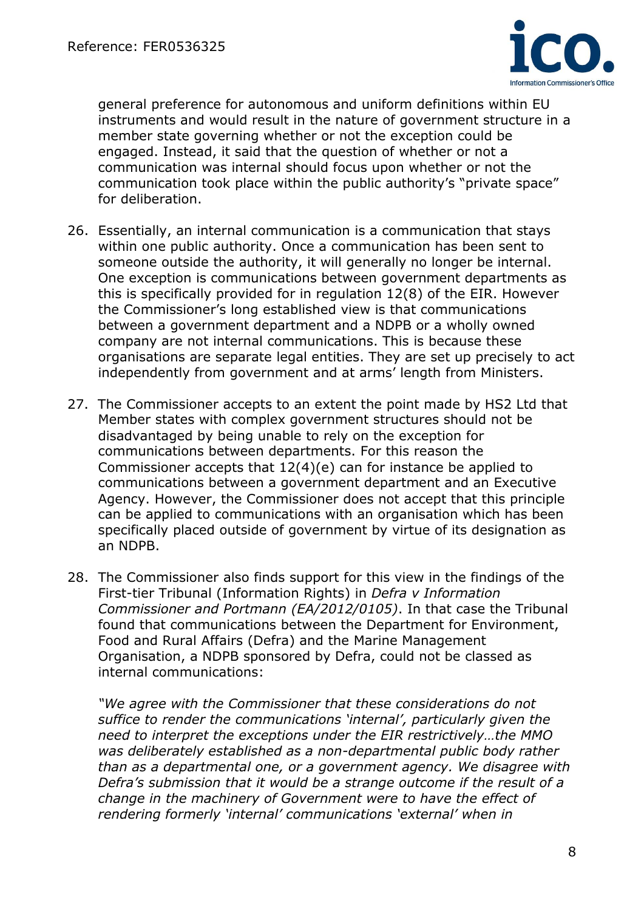general preference for autonomous and uniform definitions within EU instruments and would result in the nature of government structure in a member state governing whether or not the exception could be engaged. Instead, it said that the question of whether or not a communication was internal should focus upon whether or not the communication took place within the public authority's "private space" for deliberation.

26. Essentially, an internal communication is a communication that stays within one public authority. Once a communication has been sent to someone outside the authority, it will generally no longer be internal. One exception is communications between government departments as this is specifically provided for in regulation 12(8) of the EIR. However the Commissioner's long established view is that communications between a government department and a NDPB or a wholly owned company are not internal communications. This is because these organisations are separate legal entities. They are set up precisely to act independently from government and at arms' length from Ministers.

27. The Commissioner accepts to an extent the point made by HS2 Ltd that Member states with complex government structures should not be disadvantaged by being unable to rely on the exception for communications between departments. For this reason the Commissioner accepts that 12(4)(e) can for instance be applied to communications between a government department and an Executive Agency. However, the Commissioner does not accept that this principle can be applied to communications with an organisation which has been specifically placed outside of government by virtue of its designation as an NDPB.

28. The Commissioner also finds support for this view in the findings of the First-tier Tribunal (Information Rights) in *Defra v Information Commissioner and Portmann (EA/2012/0105)*. In that case the Tribunal found that communications between the Department for Environment, Food and Rural Affairs (Defra) and the Marine Management Organisation, a NDPB sponsored by Defra, could not be classed as internal communications:

*"We agree with the Commissioner that these considerations do not suffice to render the communications 'internal', particularly given the need to interpret the exceptions under the EIR restrictively…the MMO was deliberately established as a non-departmental public body rather than as a departmental one, or a government agency. We disagree with Defra's submission that it would be a strange outcome if the result of a change in the machinery of Government were to have the effect of rendering formerly 'internal' communications 'external' when in*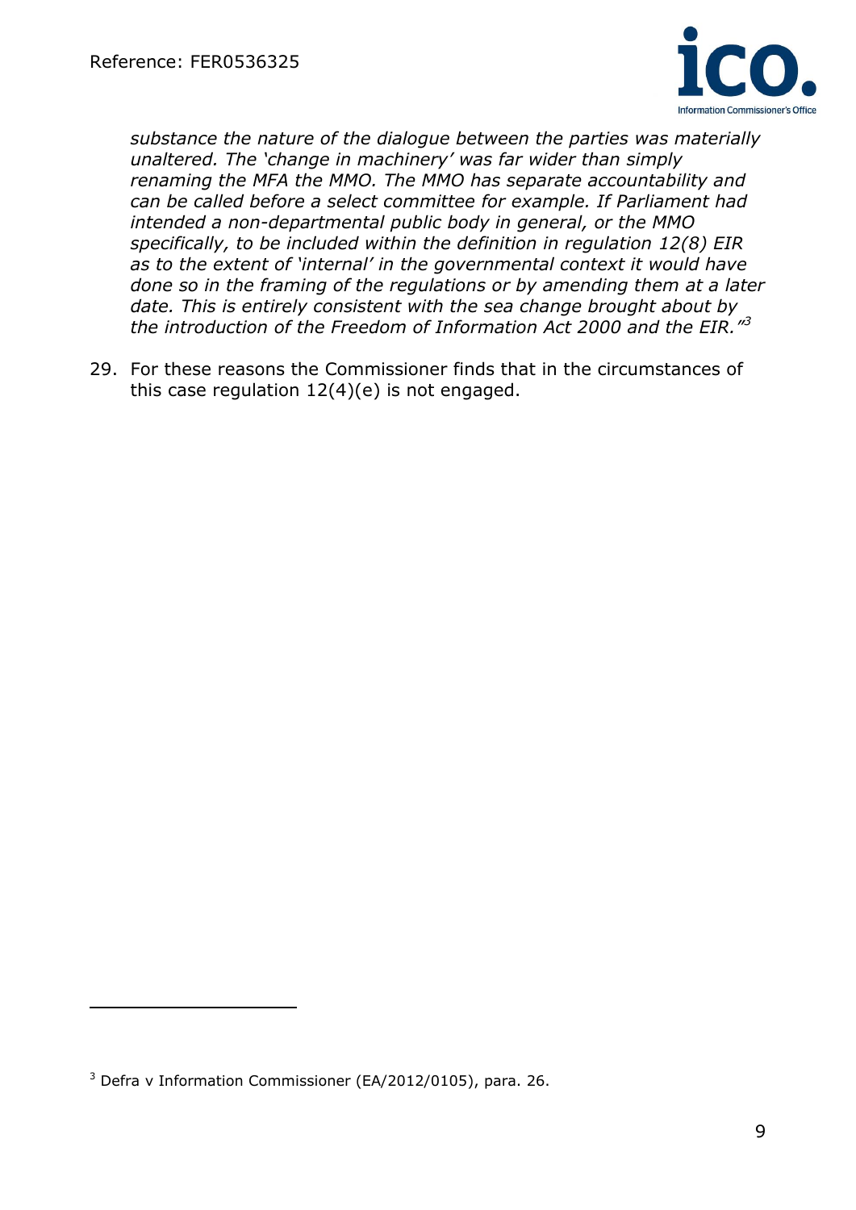*substance the nature of the dialogue between the parties was materially unaltered. The 'change in machinery' was far wider than simply renaming the MFA the MMO. The MMO has separate accountability and can be called before a select committee for example. If Parliament had intended a non-departmental public body in general, or the MMO specifically, to be included within the definition in regulation 12(8) EIR as to the extent of 'internal' in the governmental context it would have done so in the framing of the regulations or by amending them at a later date. This is entirely consistent with the sea change brought about by the introduction of the Freedom of Information Act 2000 and the EIR."*[3]

29. For these reasons the Commissioner finds that in the circumstances of this case regulation 12(4)(e) is not engaged.

---

[3] Defra v Information Commissioner (EA/2012/0105), para. 26.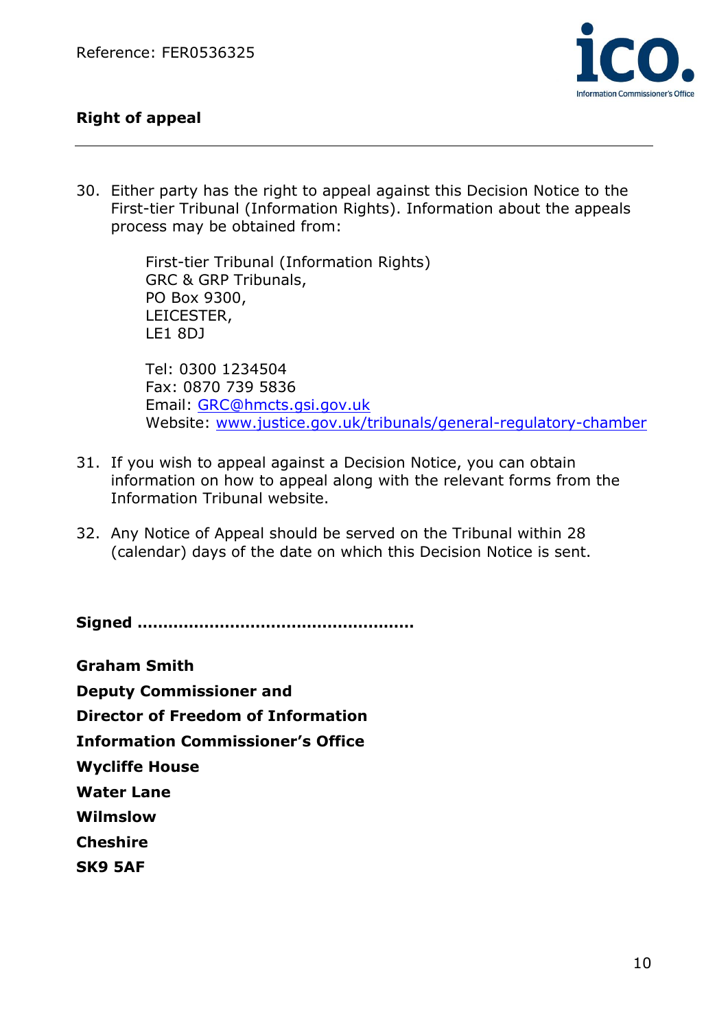## Right of appeal

---

30. Either party has the right to appeal against this Decision Notice to the First-tier Tribunal (Information Rights). Information about the appeals process may be obtained from:

    First-tier Tribunal (Information Rights)
    GRC & GRP Tribunals,
    PO Box 9300,
    LEICESTER,
    LE1 8DJ

    Tel: 0300 1234504
    Fax: 0870 739 5836
    Email: GRC@hmcts.gsi.gov.uk
    Website: www.justice.gov.uk/tribunals/general-regulatory-chamber

31. If you wish to appeal against a Decision Notice, you can obtain information on how to appeal along with the relevant forms from the Information Tribunal website.

32. Any Notice of Appeal should be served on the Tribunal within 28 (calendar) days of the date on which this Decision Notice is sent.

**Signed ………………………………………………**

**Graham Smith**
**Deputy Commissioner and**
**Director of Freedom of Information**
**Information Commissioner's Office**
**Wycliffe House**
**Water Lane**
**Wilmslow**
**Cheshire**
**SK9 5AF**